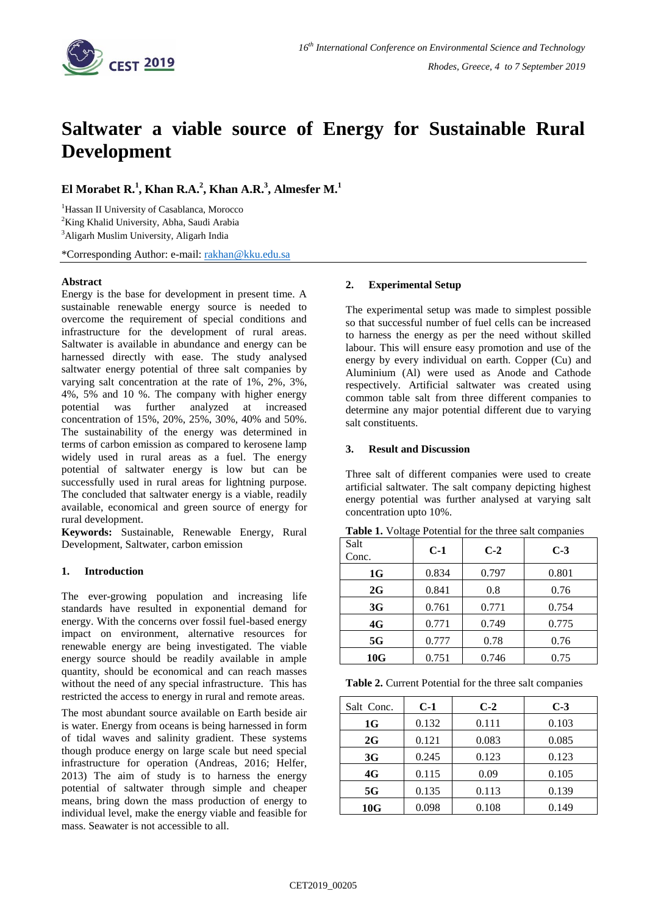# Saltwater a viable source of Energy for Sustainable Rural Development

**El Morabet R.[1], Khan R.A.[2], Khan A.R.[3], Almesfer M.[1]**

[1]Hassan II University of Casablanca, Morocco

[2]King Khalid University, Abha, Saudi Arabia

[3]Aligarh Muslim University, Aligarh India

*Corresponding Author: e-mail: rakhan@kku.edu.sa

### Abstract

Energy is the base for development in present time. A sustainable renewable energy source is needed to overcome the requirement of special conditions and infrastructure for the development of rural areas. Saltwater is available in abundance and energy can be harnessed directly with ease. The study analysed saltwater energy potential of three salt companies by varying salt concentration at the rate of 1%, 2%, 3%, 4%, 5% and 10 %. The company with higher energy potential was further analyzed at increased concentration of 15%, 20%, 25%, 30%, 40% and 50%. The sustainability of the energy was determined in terms of carbon emission as compared to kerosene lamp widely used in rural areas as a fuel. The energy potential of saltwater energy is low but can be successfully used in rural areas for lightning purpose. The concluded that saltwater energy is a viable, readily available, economical and green source of energy for rural development.

**Keywords:** Sustainable, Renewable Energy, Rural Development, Saltwater, carbon emission

## 1. Introduction

The ever-growing population and increasing life standards have resulted in exponential demand for energy. With the concerns over fossil fuel-based energy impact on environment, alternative resources for renewable energy are being investigated. The viable energy source should be readily available in ample quantity, should be economical and can reach masses without the need of any special infrastructure. This has restricted the access to energy in rural and remote areas.

The most abundant source available on Earth beside air is water. Energy from oceans is being harnessed in form of tidal waves and salinity gradient. These systems though produce energy on large scale but need special infrastructure for operation (Andreas, 2016; Helfer, 2013) The aim of study is to harness the energy potential of saltwater through simple and cheaper means, bring down the mass production of energy to individual level, make the energy viable and feasible for mass. Seawater is not accessible to all.

## 2. Experimental Setup

The experimental setup was made to simplest possible so that successful number of fuel cells can be increased to harness the energy as per the need without skilled labour. This will ensure easy promotion and use of the energy by every individual on earth. Copper (Cu) and Aluminium (Al) were used as Anode and Cathode respectively. Artificial saltwater was created using common table salt from three different companies to determine any major potential different due to varying salt constituents.

## 3. Result and Discussion

Three salt of different companies were used to create artificial saltwater. The salt company depicting highest energy potential was further analysed at varying salt concentration upto 10%.

**Table 1.** Voltage Potential for the three salt companies

| Salt Conc. | C-1 | C-2 | C-3 |
|---|---|---|---|
| **1G** | 0.834 | 0.797 | 0.801 |
| **2G** | 0.841 | 0.8 | 0.76 |
| **3G** | 0.761 | 0.771 | 0.754 |
| **4G** | 0.771 | 0.749 | 0.775 |
| **5G** | 0.777 | 0.78 | 0.76 |
| **10G** | 0.751 | 0.746 | 0.75 |

**Table 2.** Current Potential for the three salt companies

| Salt Conc. | C-1 | C-2 | C-3 |
|---|---|---|---|
| **1G** | 0.132 | 0.111 | 0.103 |
| **2G** | 0.121 | 0.083 | 0.085 |
| **3G** | 0.245 | 0.123 | 0.123 |
| **4G** | 0.115 | 0.09 | 0.105 |
| **5G** | 0.135 | 0.113 | 0.139 |
| **10G** | 0.098 | 0.108 | 0.149 |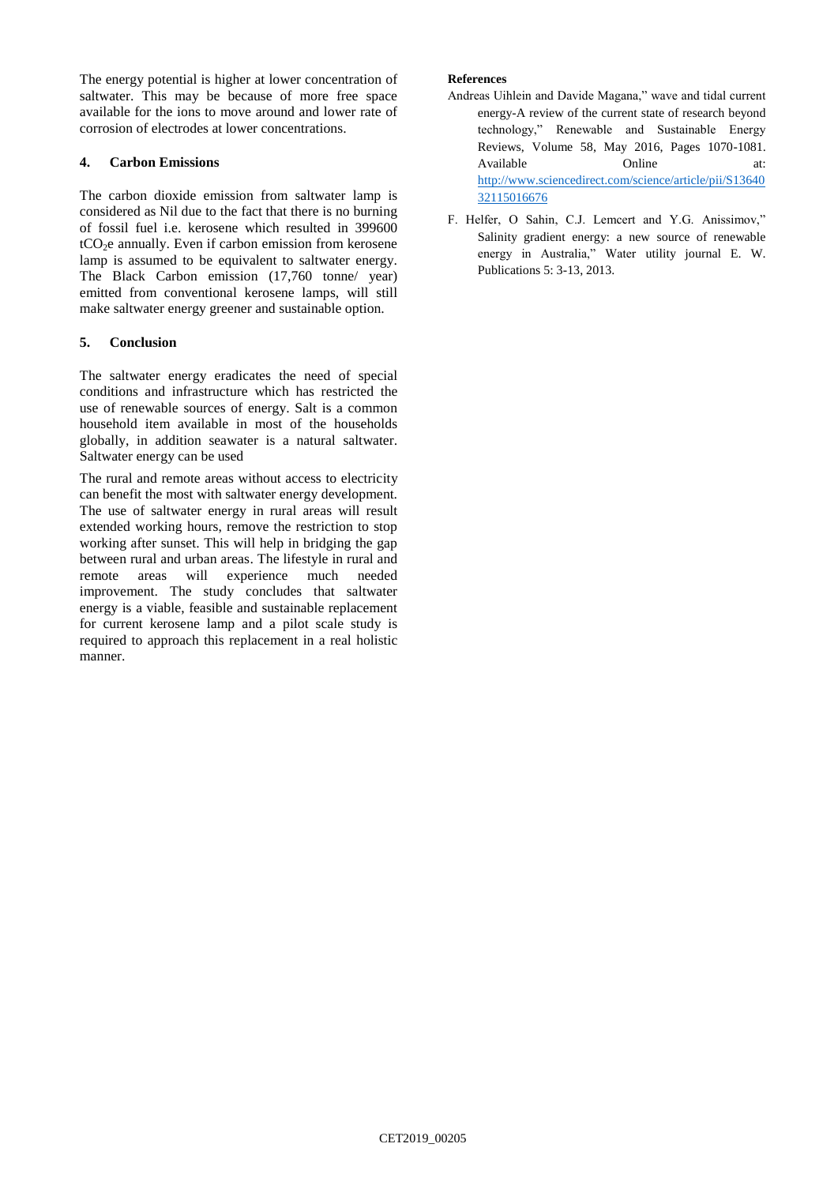The energy potential is higher at lower concentration of saltwater. This may be because of more free space available for the ions to move around and lower rate of corrosion of electrodes at lower concentrations.

## 4. Carbon Emissions

The carbon dioxide emission from saltwater lamp is considered as Nil due to the fact that there is no burning of fossil fuel i.e. kerosene which resulted in 399600 $tCO_2e$ annually. Even if carbon emission from kerosene lamp is assumed to be equivalent to saltwater energy. The Black Carbon emission (17,760 tonne/ year) emitted from conventional kerosene lamps, will still make saltwater energy greener and sustainable option.

## 5. Conclusion

The saltwater energy eradicates the need of special conditions and infrastructure which has restricted the use of renewable sources of energy. Salt is a common household item available in most of the households globally, in addition seawater is a natural saltwater. Saltwater energy can be used

The rural and remote areas without access to electricity can benefit the most with saltwater energy development. The use of saltwater energy in rural areas will result extended working hours, remove the restriction to stop working after sunset. This will help in bridging the gap between rural and urban areas. The lifestyle in rural and remote areas will experience much needed improvement. The study concludes that saltwater energy is a viable, feasible and sustainable replacement for current kerosene lamp and a pilot scale study is required to approach this replacement in a real holistic manner.

**References**

Andreas Uihlein and Davide Magana," wave and tidal current energy-A review of the current state of research beyond technology," Renewable and Sustainable Energy Reviews, Volume 58, May 2016, Pages 1070-1081. Available Online at: http://www.sciencedirect.com/science/article/pii/S1364032115016676

F. Helfer, O Sahin, C.J. Lemcert and Y.G. Anissimov," Salinity gradient energy: a new source of renewable energy in Australia," Water utility journal E. W. Publications 5: 3-13, 2013.